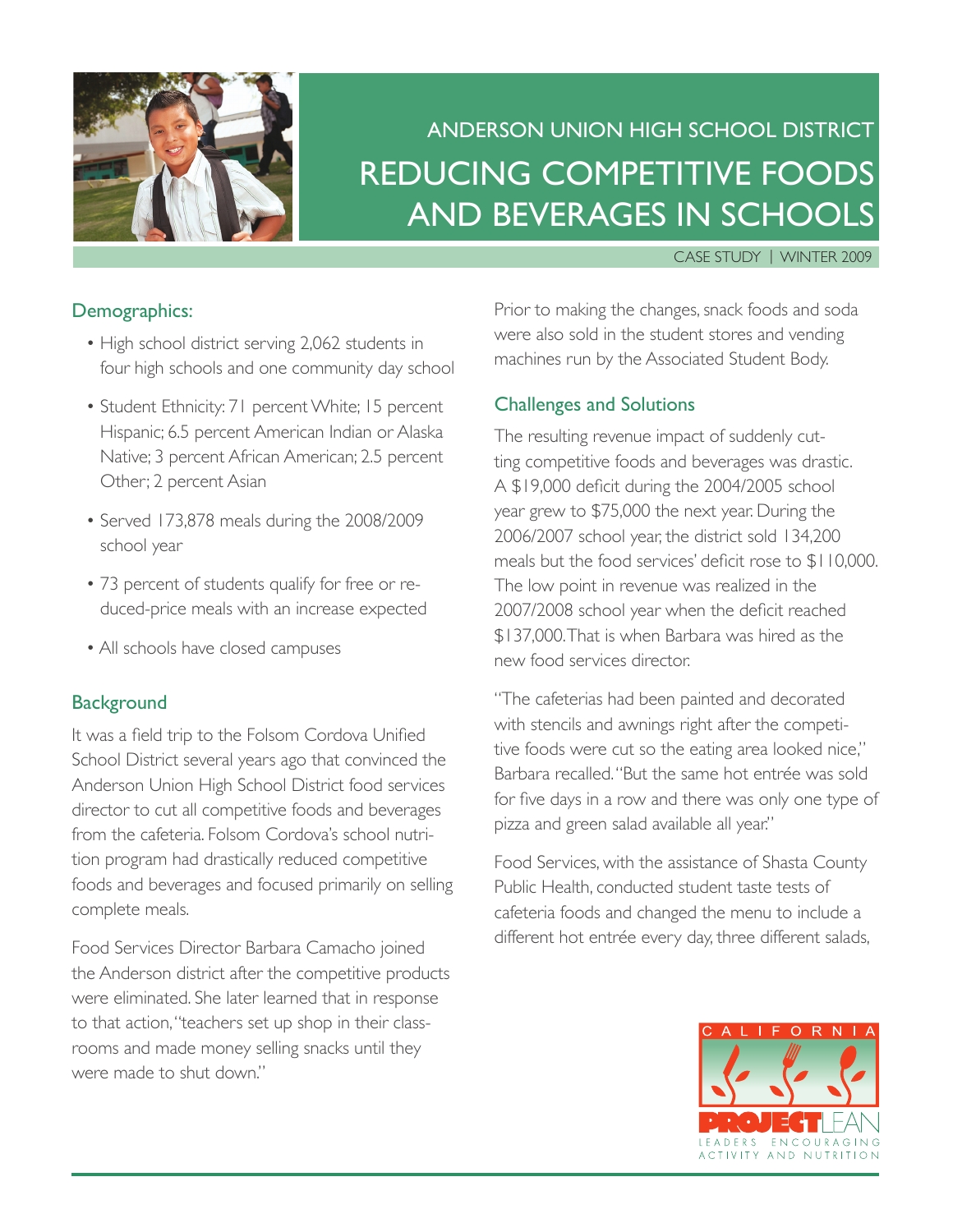# ANDERSON UNION HIGH SCHOOL DISTRICT

# REDUCING COMPETITIVE FOODS AND BEVERAGES IN SCHOOLS

CASE STUDY | WINTER 2009

## Demographics:

- High school district serving 2,062 students in four high schools and one community day school
- Student Ethnicity: 71 percent White; 15 percent Hispanic; 6.5 percent American Indian or Alaska Native; 3 percent African American; 2.5 percent Other; 2 percent Asian
- Served 173,878 meals during the 2008/2009 school year
- 73 percent of students qualify for free or reduced-price meals with an increase expected
- All schools have closed campuses

## Background

It was a field trip to the Folsom Cordova Unified School District several years ago that convinced the Anderson Union High School District food services director to cut all competitive foods and beverages from the cafeteria. Folsom Cordova's school nutrition program had drastically reduced competitive foods and beverages and focused primarily on selling complete meals.

Food Services Director Barbara Camacho joined the Anderson district after the competitive products were eliminated. She later learned that in response to that action, "teachers set up shop in their classrooms and made money selling snacks until they were made to shut down."

Prior to making the changes, snack foods and soda were also sold in the student stores and vending machines run by the Associated Student Body.

## Challenges and Solutions

The resulting revenue impact of suddenly cutting competitive foods and beverages was drastic. A $19,000 deficit during the 2004/2005 school year grew to $75,000 the next year. During the 2006/2007 school year, the district sold 134,200 meals but the food services' deficit rose to $110,000. The low point in revenue was realized in the 2007/2008 school year when the deficit reached $137,000. That is when Barbara was hired as the new food services director.

"The cafeterias had been painted and decorated with stencils and awnings right after the competitive foods were cut so the eating area looked nice," Barbara recalled. "But the same hot entrée was sold for five days in a row and there was only one type of pizza and green salad available all year."

Food Services, with the assistance of Shasta County Public Health, conducted student taste tests of cafeteria foods and changed the menu to include a different hot entrée every day, three different salads,

CALIFORNIA PROJECT LEAN
LEADERS ENCOURAGING ACTIVITY AND NUTRITION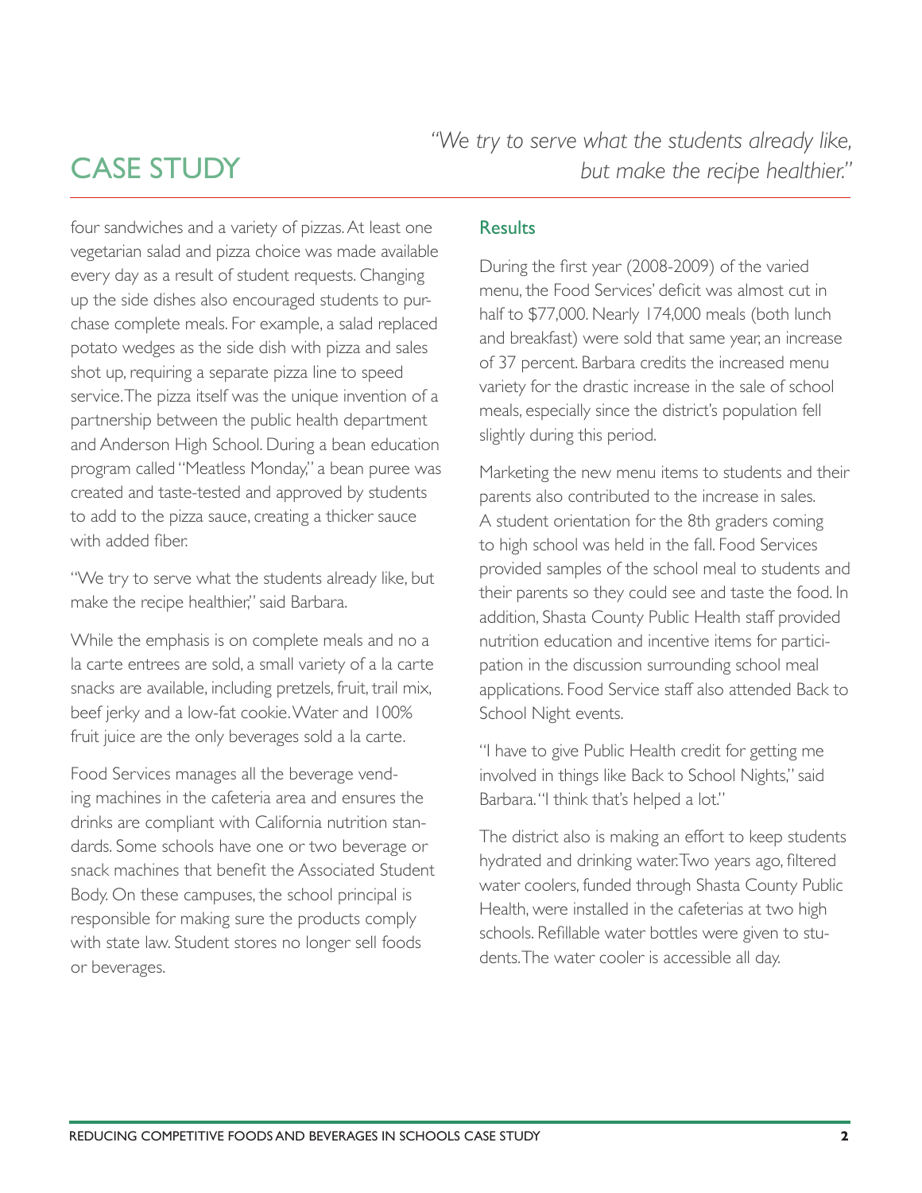four sandwiches and a variety of pizzas. At least one vegetarian salad and pizza choice was made available every day as a result of student requests. Changing up the side dishes also encouraged students to purchase complete meals. For example, a salad replaced potato wedges as the side dish with pizza and sales shot up, requiring a separate pizza line to speed service. The pizza itself was the unique invention of a partnership between the public health department and Anderson High School. During a bean education program called "Meatless Monday," a bean puree was created and taste-tested and approved by students to add to the pizza sauce, creating a thicker sauce with added fiber.

"We try to serve what the students already like, but make the recipe healthier," said Barbara.

While the emphasis is on complete meals and no a la carte entrees are sold, a small variety of a la carte snacks are available, including pretzels, fruit, trail mix, beef jerky and a low-fat cookie. Water and 100% fruit juice are the only beverages sold a la carte.

Food Services manages all the beverage vending machines in the cafeteria area and ensures the drinks are compliant with California nutrition standards. Some schools have one or two beverage or snack machines that benefit the Associated Student Body. On these campuses, the school principal is responsible for making sure the products comply with state law. Student stores no longer sell foods or beverages.

## Results

During the first year (2008-2009) of the varied menu, the Food Services' deficit was almost cut in half to $77,000. Nearly 174,000 meals (both lunch and breakfast) were sold that same year, an increase of 37 percent. Barbara credits the increased menu variety for the drastic increase in the sale of school meals, especially since the district's population fell slightly during this period.

Marketing the new menu items to students and their parents also contributed to the increase in sales. A student orientation for the 8th graders coming to high school was held in the fall. Food Services provided samples of the school meal to students and their parents so they could see and taste the food. In addition, Shasta County Public Health staff provided nutrition education and incentive items for participation in the discussion surrounding school meal applications. Food Service staff also attended Back to School Night events.

"I have to give Public Health credit for getting me involved in things like Back to School Nights," said Barbara. "I think that's helped a lot."

The district also is making an effort to keep students hydrated and drinking water. Two years ago, filtered water coolers, funded through Shasta County Public Health, were installed in the cafeterias at two high schools. Refillable water bottles were given to students. The water cooler is accessible all day.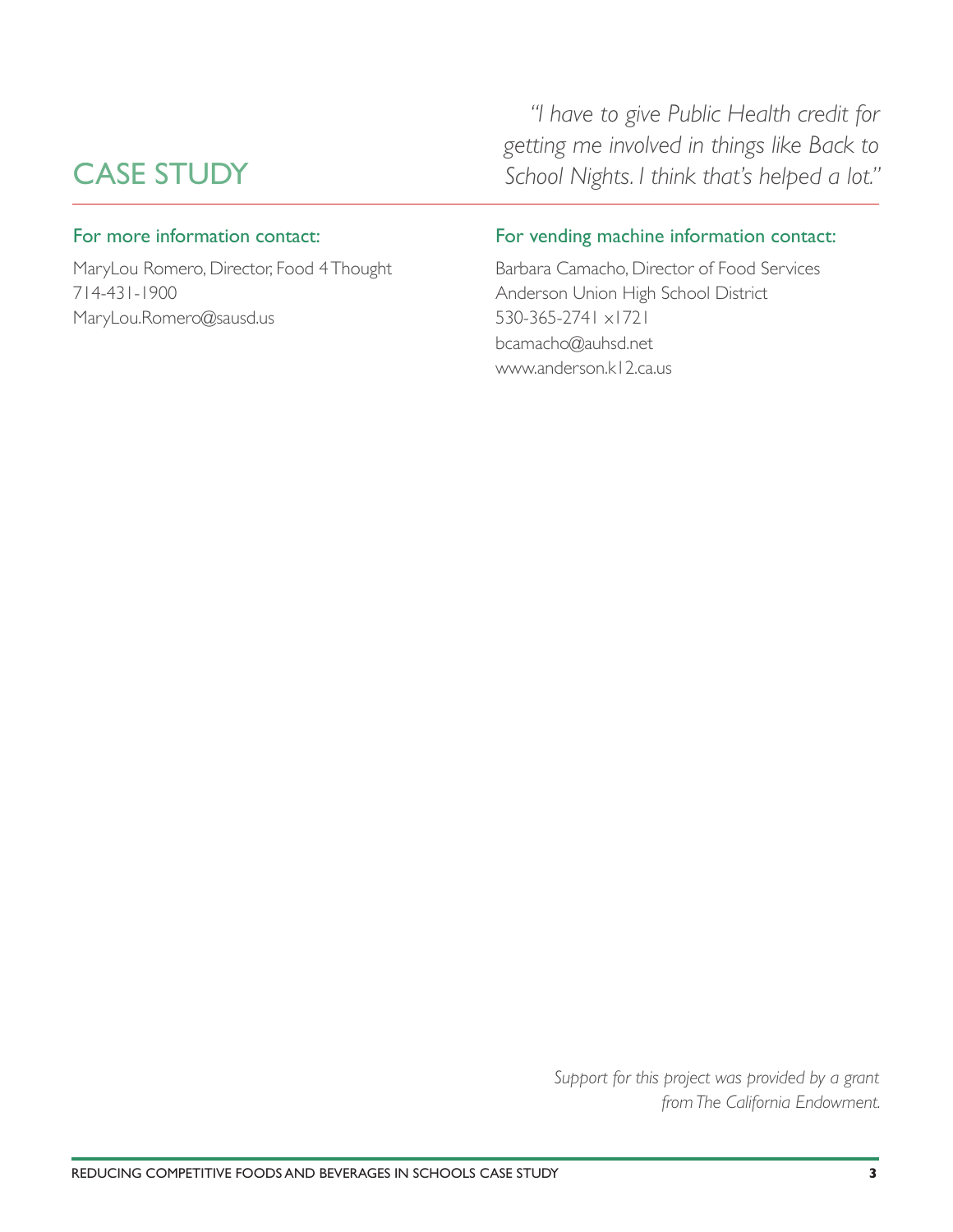## CASE STUDY

*"I have to give Public Health credit for getting me involved in things like Back to School Nights. I think that's helped a lot."*

### For more information contact:

MaryLou Romero, Director, Food 4 Thought
714-431-1900
MaryLou.Romero@sausd.us

### For vending machine information contact:

Barbara Camacho, Director of Food Services
Anderson Union High School District
530-365-2741 x1721
bcamacho@auhsd.net
www.anderson.k12.ca.us

*Support for this project was provided by a grant from The California Endowment.*